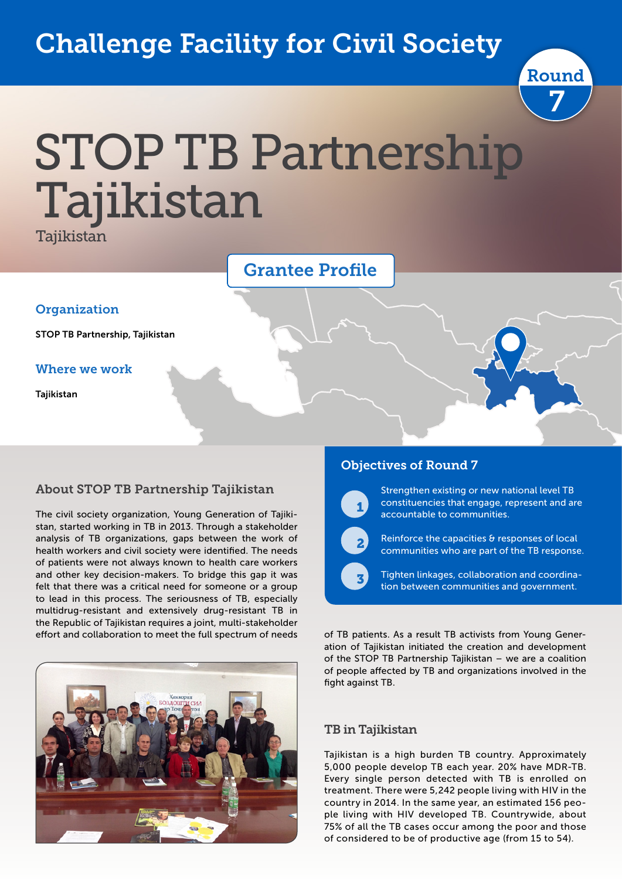# Challenge Facility for Civil Society

Round 7

# STOP TB Partnership Tajikistan

Tajikistan

## Grantee Profile

### Organization

STOP TB Partnership, Tajikistan

### Where we work

Tajikistan

## About STOP TB Partnership Tajikistan

The civil society organization, Young Generation of Tajikistan, started working in TB in 2013. Through a stakeholder analysis of TB organizations, gaps between the work of health workers and civil society were identified. The needs of patients were not always known to health care workers and other key decision-makers. To bridge this gap it was felt that there was a critical need for someone or a group to lead in this process. The seriousness of TB, especially multidrug-resistant and extensively drug-resistant TB in the Republic of Tajikistan requires a joint, multi-stakeholder effort and collaboration to meet the full spectrum of needs of TB patients. As a result TB activists from Young Generation of Tajikistan initiated the creation and development of the STOP TB Partnership Tajikistan – we are a coalition of people affected by TB and organizations involved in the fight against TB.

## Objectives of Round 7

1. Strengthen existing or new national level TB constituencies that engage, represent and are accountable to communities.
2. Reinforce the capacities & responses of local communities who are part of the TB response.
3. Tighten linkages, collaboration and coordination between communities and government.

## TB in Tajikistan

Tajikistan is a high burden TB country. Approximately 5,000 people develop TB each year. 20% have MDR-TB. Every single person detected with TB is enrolled on treatment. There were 5,242 people living with HIV in the country in 2014. In the same year, an estimated 156 people living with HIV developed TB. Countrywide, about 75% of all the TB cases occur among the poor and those of considered to be of productive age (from 15 to 54).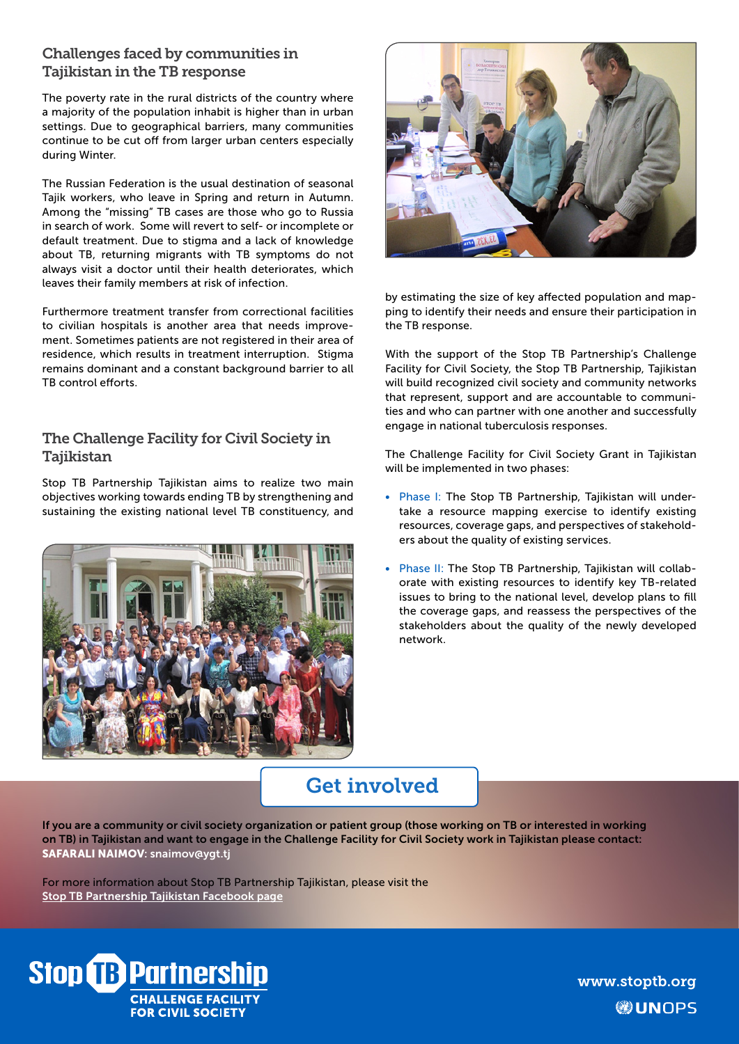## Challenges faced by communities in Tajikistan in the TB response

The poverty rate in the rural districts of the country where a majority of the population inhabit is higher than in urban settings. Due to geographical barriers, many communities continue to be cut off from larger urban centers especially during Winter.

The Russian Federation is the usual destination of seasonal Tajik workers, who leave in Spring and return in Autumn. Among the "missing" TB cases are those who go to Russia in search of work. Some will revert to self- or incomplete or default treatment. Due to stigma and a lack of knowledge about TB, returning migrants with TB symptoms do not always visit a doctor until their health deteriorates, which leaves their family members at risk of infection.

Furthermore treatment transfer from correctional facilities to civilian hospitals is another area that needs improvement. Sometimes patients are not registered in their area of residence, which results in treatment interruption. Stigma remains dominant and a constant background barrier to all TB control efforts.

## The Challenge Facility for Civil Society in Tajikistan

Stop TB Partnership Tajikistan aims to realize two main objectives working towards ending TB by strengthening and sustaining the existing national level TB constituency, and by estimating the size of key affected population and mapping to identify their needs and ensure their participation in the TB response.

With the support of the Stop TB Partnership's Challenge Facility for Civil Society, the Stop TB Partnership, Tajikistan will build recognized civil society and community networks that represent, support and are accountable to communities and who can partner with one another and successfully engage in national tuberculosis responses.

The Challenge Facility for Civil Society Grant in Tajikistan will be implemented in two phases:

- Phase I: The Stop TB Partnership, Tajikistan will undertake a resource mapping exercise to identify existing resources, coverage gaps, and perspectives of stakeholders about the quality of existing services.
- Phase II: The Stop TB Partnership, Tajikistan will collaborate with existing resources to identify key TB-related issues to bring to the national level, develop plans to fill the coverage gaps, and reassess the perspectives of the stakeholders about the quality of the newly developed network.

## Get involved

**If you are a community or civil society organization or patient group (those working on TB or interested in working on TB) in Tajikistan and want to engage in the Challenge Facility for Civil Society work in Tajikistan please contact:**
**SAFARALI NAIMOV: snaimov@ygt.tj**

For more information about Stop TB Partnership Tajikistan, please visit the Stop TB Partnership Tajikistan Facebook page

Stop TB Partnership
CHALLENGE FACILITY FOR CIVIL SOCIETY

www.stoptb.org
UNOPS